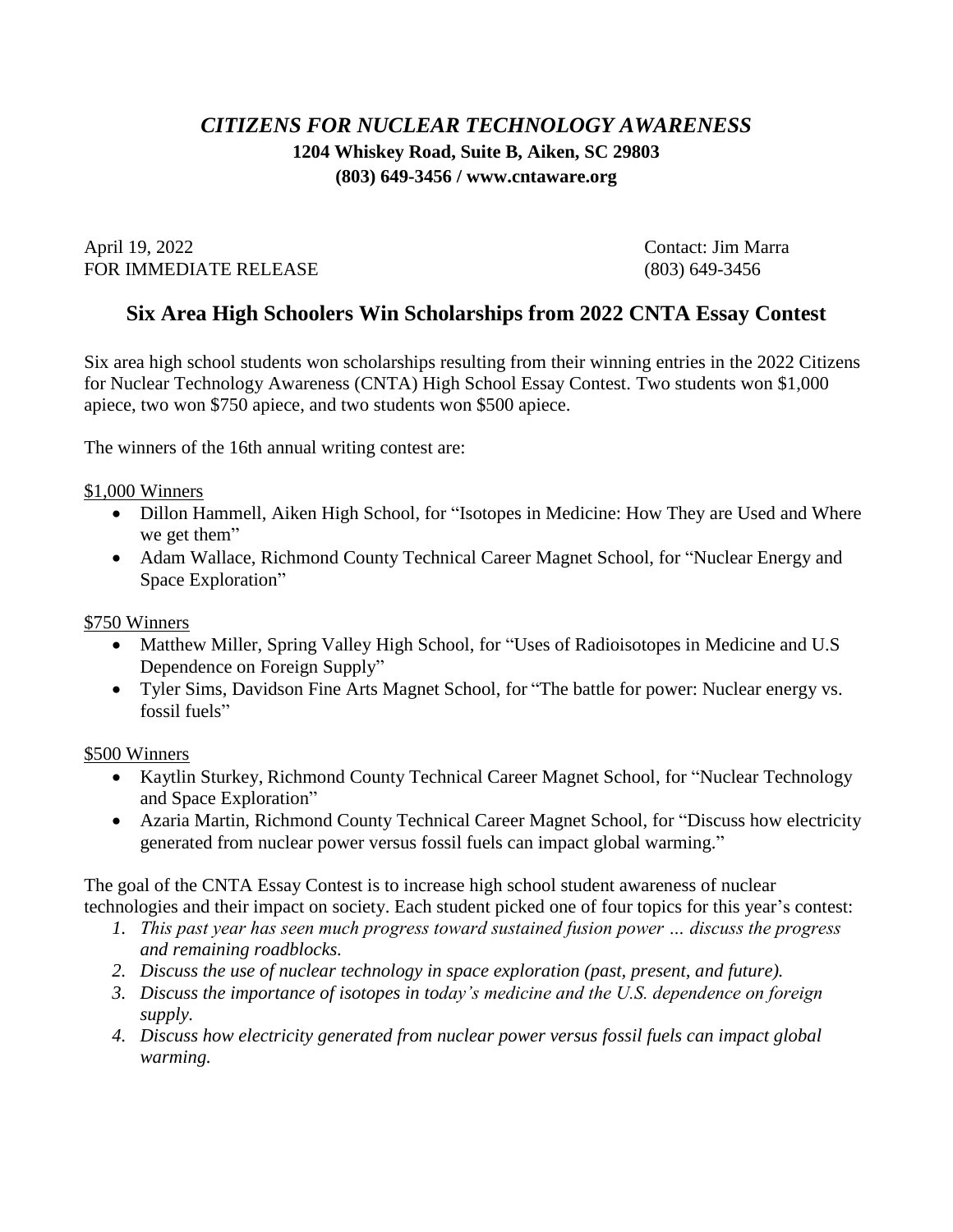# *CITIZENS FOR NUCLEAR TECHNOLOGY AWARENESS*

**1204 Whiskey Road, Suite B, Aiken, SC 29803**

**(803) 649-3456 / www.cntaware.org**

April 19, 2022
FOR IMMEDIATE RELEASE

Contact: Jim Marra
(803) 649-3456

## Six Area High Schoolers Win Scholarships from 2022 CNTA Essay Contest

Six area high school students won scholarships resulting from their winning entries in the 2022 Citizens for Nuclear Technology Awareness (CNTA) High School Essay Contest. Two students won $1,000 apiece, two won $750 apiece, and two students won $500 apiece.

The winners of the 16th annual writing contest are:

$1,000 Winners

- Dillon Hammell, Aiken High School, for "Isotopes in Medicine: How They are Used and Where we get them"
- Adam Wallace, Richmond County Technical Career Magnet School, for "Nuclear Energy and Space Exploration"

$750 Winners

- Matthew Miller, Spring Valley High School, for "Uses of Radioisotopes in Medicine and U.S Dependence on Foreign Supply"
- Tyler Sims, Davidson Fine Arts Magnet School, for "The battle for power: Nuclear energy vs. fossil fuels"

$500 Winners

- Kaytlin Sturkey, Richmond County Technical Career Magnet School, for "Nuclear Technology and Space Exploration"
- Azaria Martin, Richmond County Technical Career Magnet School, for "Discuss how electricity generated from nuclear power versus fossil fuels can impact global warming."

The goal of the CNTA Essay Contest is to increase high school student awareness of nuclear technologies and their impact on society. Each student picked one of four topics for this year's contest:

1. *This past year has seen much progress toward sustained fusion power … discuss the progress and remaining roadblocks.*
2. *Discuss the use of nuclear technology in space exploration (past, present, and future).*
3. *Discuss the importance of isotopes in today's medicine and the U.S. dependence on foreign supply.*
4. *Discuss how electricity generated from nuclear power versus fossil fuels can impact global warming.*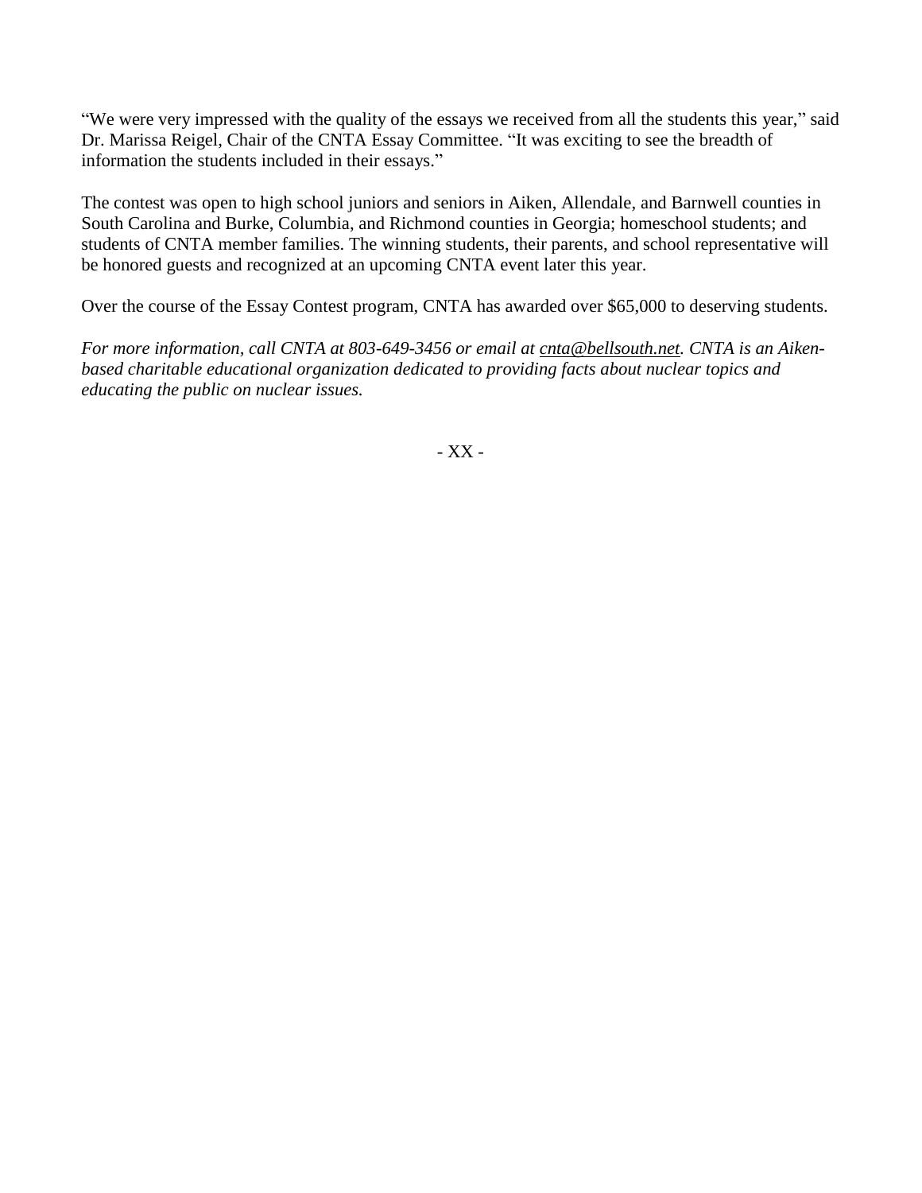"We were very impressed with the quality of the essays we received from all the students this year," said Dr. Marissa Reigel, Chair of the CNTA Essay Committee. "It was exciting to see the breadth of information the students included in their essays."

The contest was open to high school juniors and seniors in Aiken, Allendale, and Barnwell counties in South Carolina and Burke, Columbia, and Richmond counties in Georgia; homeschool students; and students of CNTA member families. The winning students, their parents, and school representative will be honored guests and recognized at an upcoming CNTA event later this year.

Over the course of the Essay Contest program, CNTA has awarded over $65,000 to deserving students.

*For more information, call CNTA at 803-649-3456 or email at cnta@bellsouth.net. CNTA is an Aiken-based charitable educational organization dedicated to providing facts about nuclear topics and educating the public on nuclear issues.*

- XX -